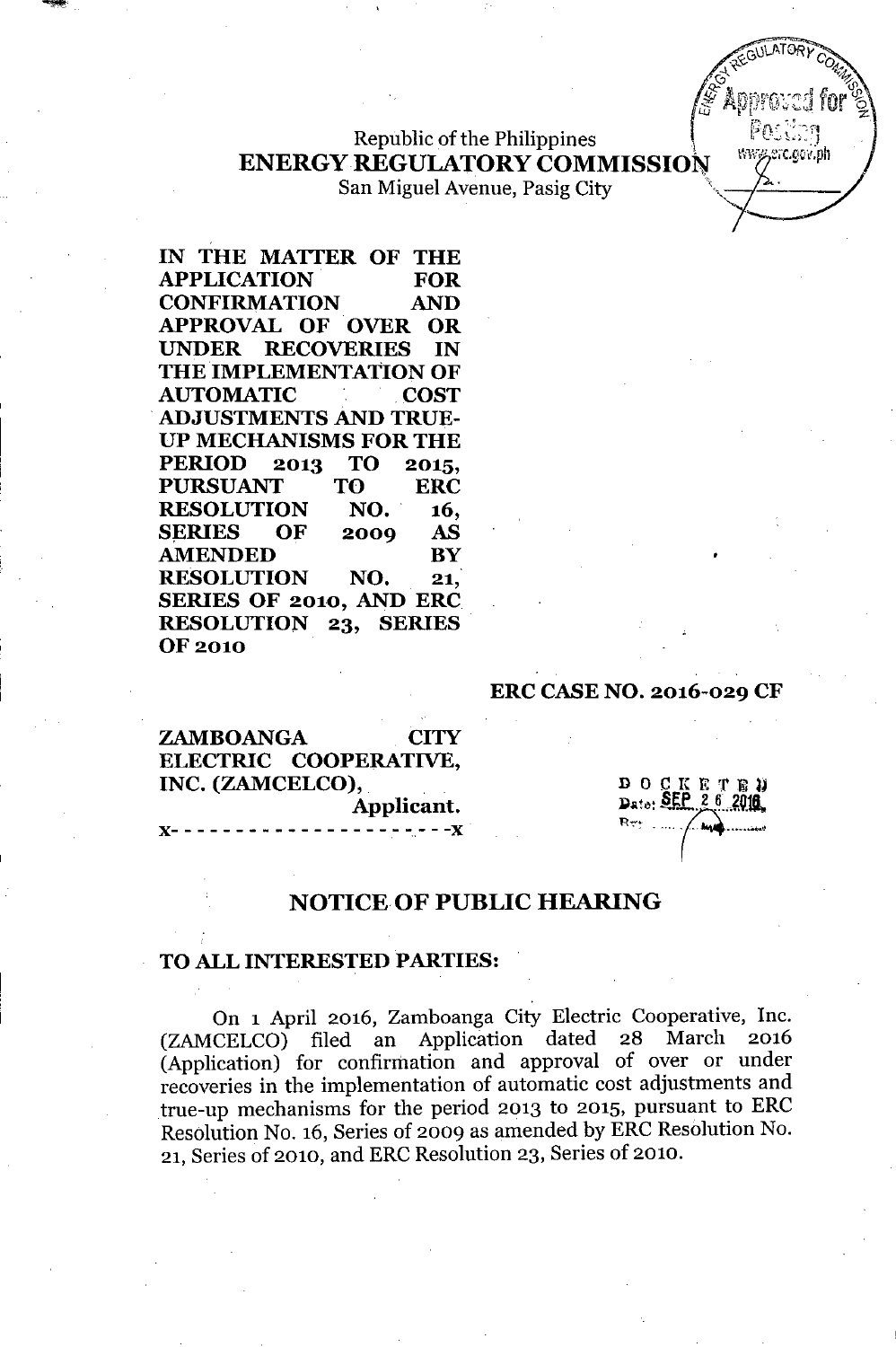Republic of the Philippines
**ENERGY REGULATORY COMMISSION**
San Miguel Avenue, Pasig City

**IN THE MATTER OF THE APPLICATION FOR CONFIRMATION AND APPROVAL OF OVER OR UNDER RECOVERIES IN THE IMPLEMENTATION OF AUTOMATIC COST ADJUSTMENTS AND TRUE-UP MECHANISMS FOR THE PERIOD 2013 TO 2015, PURSUANT TO ERC RESOLUTION NO. 16, SERIES OF 2009 AS AMENDED BY RESOLUTION NO. 21, SERIES OF 2010, AND ERC RESOLUTION 23, SERIES OF 2010**

**ERC CASE NO. 2016-029 CF**

**ZAMBOANGA CITY ELECTRIC COOPERATIVE, INC. (ZAMCELCO),**
**Applicant.**
x- - - - - - - - - - - - - - - - - - - - -x

DOCKETED
Date: SEP 26 2016

## NOTICE OF PUBLIC HEARING

**TO ALL INTERESTED PARTIES:**

On 1 April 2016, Zamboanga City Electric Cooperative, Inc. (ZAMCELCO) filed an Application dated 28 March 2016 (Application) for confirmation and approval of over or under recoveries in the implementation of automatic cost adjustments and true-up mechanisms for the period 2013 to 2015, pursuant to ERC Resolution No. 16, Series of 2009 as amended by ERC Resolution No. 21, Series of 2010, and ERC Resolution 23, Series of 2010.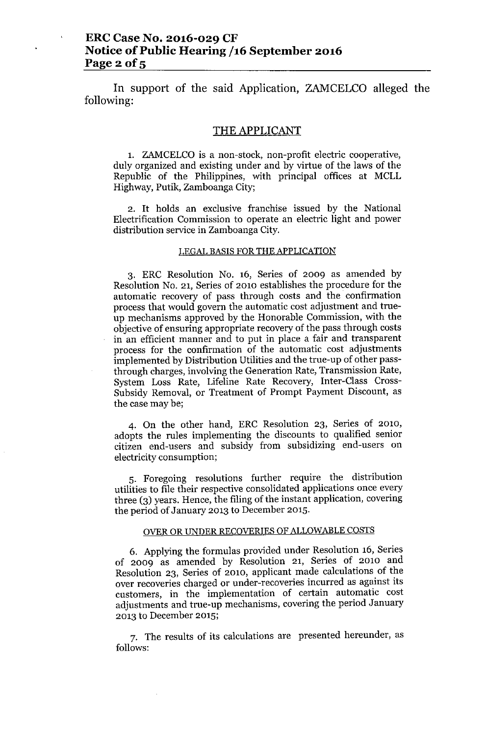In support of the said Application, ZAMCELCO alleged the following:

## THE APPLICANT

1. ZAMCELCO is a non-stock, non-profit electric cooperative, duly organized and existing under and by virtue of the laws of the Republic of the Philippines, with principal offices at MCLL Highway, Putik, Zamboanga City;

2. It holds an exclusive franchise issued by the National Electrification Commission to operate an electric light and power distribution service in Zamboanga City.

### LEGAL BASIS FOR THE APPLICATION

3. ERC Resolution No. 16, Series of 2009 as amended by Resolution No. 21, Series of 2010 establishes the procedure for the automatic recovery of pass through costs and the confirmation process that would govern the automatic cost adjustment and true-up mechanisms approved by the Honorable Commission, with the objective of ensuring appropriate recovery of the pass through costs in an efficient manner and to put in place a fair and transparent process for the confirmation of the automatic cost adjustments implemented by Distribution Utilities and the true-up of other pass-through charges, involving the Generation Rate, Transmission Rate, System Loss Rate, Lifeline Rate Recovery, Inter-Class Cross-Subsidy Removal, or Treatment of Prompt Payment Discount, as the case may be;

4. On the other hand, ERC Resolution 23, Series of 2010, adopts the rules implementing the discounts to qualified senior citizen end-users and subsidy from subsidizing end-users on electricity consumption;

5. Foregoing resolutions further require the distribution utilities to file their respective consolidated applications once every three (3) years. Hence, the filing of the instant application, covering the period of January 2013 to December 2015.

### OVER OR UNDER RECOVERIES OF ALLOWABLE COSTS

6. Applying the formulas provided under Resolution 16, Series of 2009 as amended by Resolution 21, Series of 2010 and Resolution 23, Series of 2010, applicant made calculations of the over recoveries charged or under-recoveries incurred as against its customers, in the implementation of certain automatic cost adjustments and true-up mechanisms, covering the period January 2013 to December 2015;

7. The results of its calculations are presented hereunder, as follows: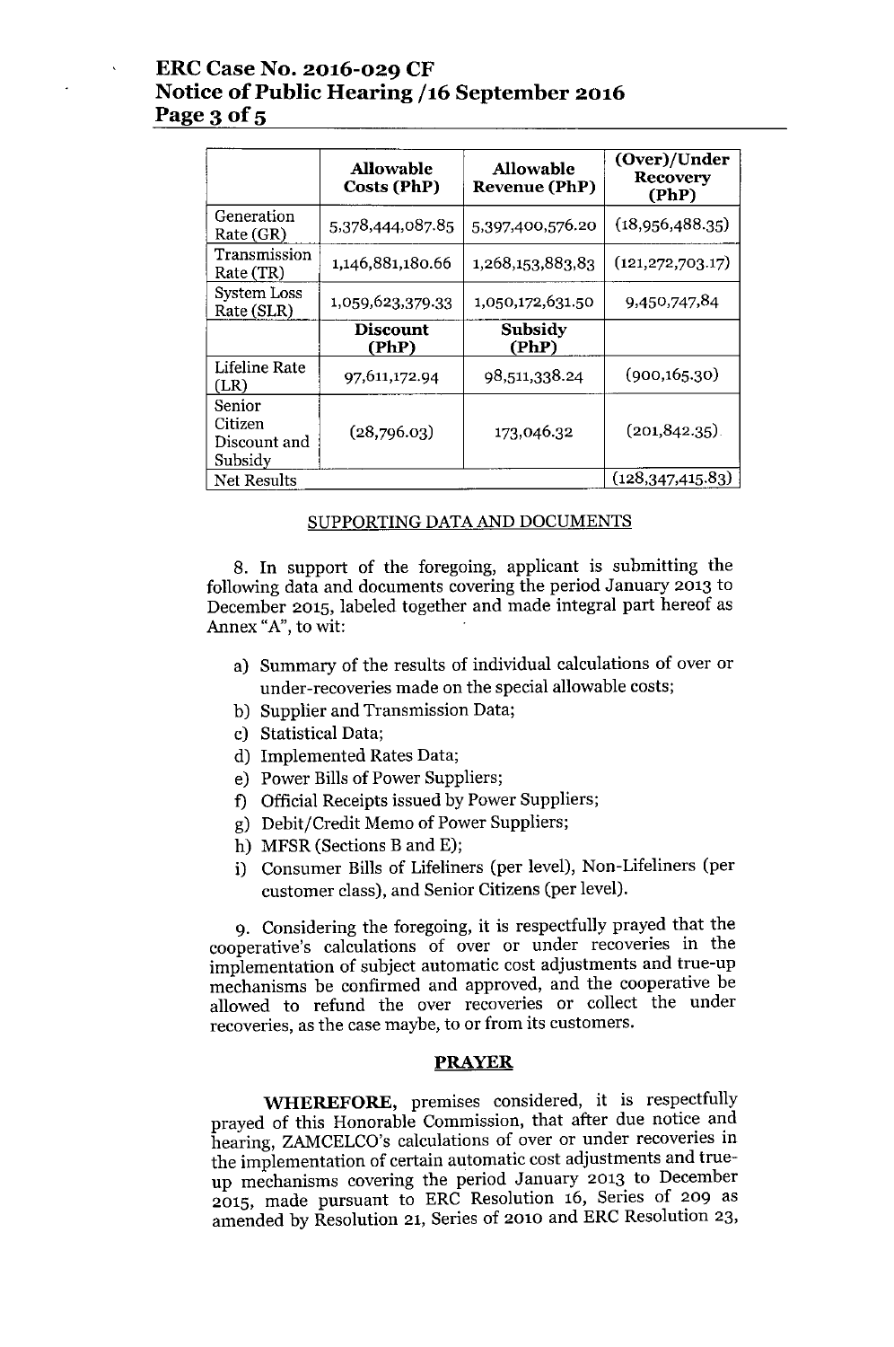| | Allowable Costs (PhP) | Allowable Revenue (PhP) | (Over)/Under Recovery (PhP) |
|---|---|---|---|
| Generation Rate (GR) | 5,378,444,087.85 | 5,397,400,576.20 | (18,956,488.35) |
| Transmission Rate (TR) | 1,146,881,180.66 | 1,268,153,883,83 | (121,272,703.17) |
| System Loss Rate (SLR) | 1,059,623,379.33 | 1,050,172,631.50 | 9,450,747,84 |
| | **Discount (PhP)** | **Subsidy (PhP)** | |
| Lifeline Rate (LR) | 97,611,172.94 | 98,511,338.24 | (900,165.30) |
| Senior Citizen Discount and Subsidy | (28,796.03) | 173,046.32 | (201,842.35) |
| Net Results | | | (128,347,415.83) |

## SUPPORTING DATA AND DOCUMENTS

8. In support of the foregoing, applicant is submitting the following data and documents covering the period January 2013 to December 2015, labeled together and made integral part hereof as Annex "A", to wit:

   a) Summary of the results of individual calculations of over or under-recoveries made on the special allowable costs;
   b) Supplier and Transmission Data;
   c) Statistical Data;
   d) Implemented Rates Data;
   e) Power Bills of Power Suppliers;
   f) Official Receipts issued by Power Suppliers;
   g) Debit/Credit Memo of Power Suppliers;
   h) MFSR (Sections B and E);
   i) Consumer Bills of Lifeliners (per level), Non-Lifeliners (per customer class), and Senior Citizens (per level).

9. Considering the foregoing, it is respectfully prayed that the cooperative's calculations of over or under recoveries in the implementation of subject automatic cost adjustments and true-up mechanisms be confirmed and approved, and the cooperative be allowed to refund the over recoveries or collect the under recoveries, as the case maybe, to or from its customers.

## PRAYER

**WHEREFORE,** premises considered, it is respectfully prayed of this Honorable Commission, that after due notice and hearing, ZAMCELCO's calculations of over or under recoveries in the implementation of certain automatic cost adjustments and true-up mechanisms covering the period January 2013 to December 2015, made pursuant to ERC Resolution 16, Series of 209 as amended by Resolution 21, Series of 2010 and ERC Resolution 23,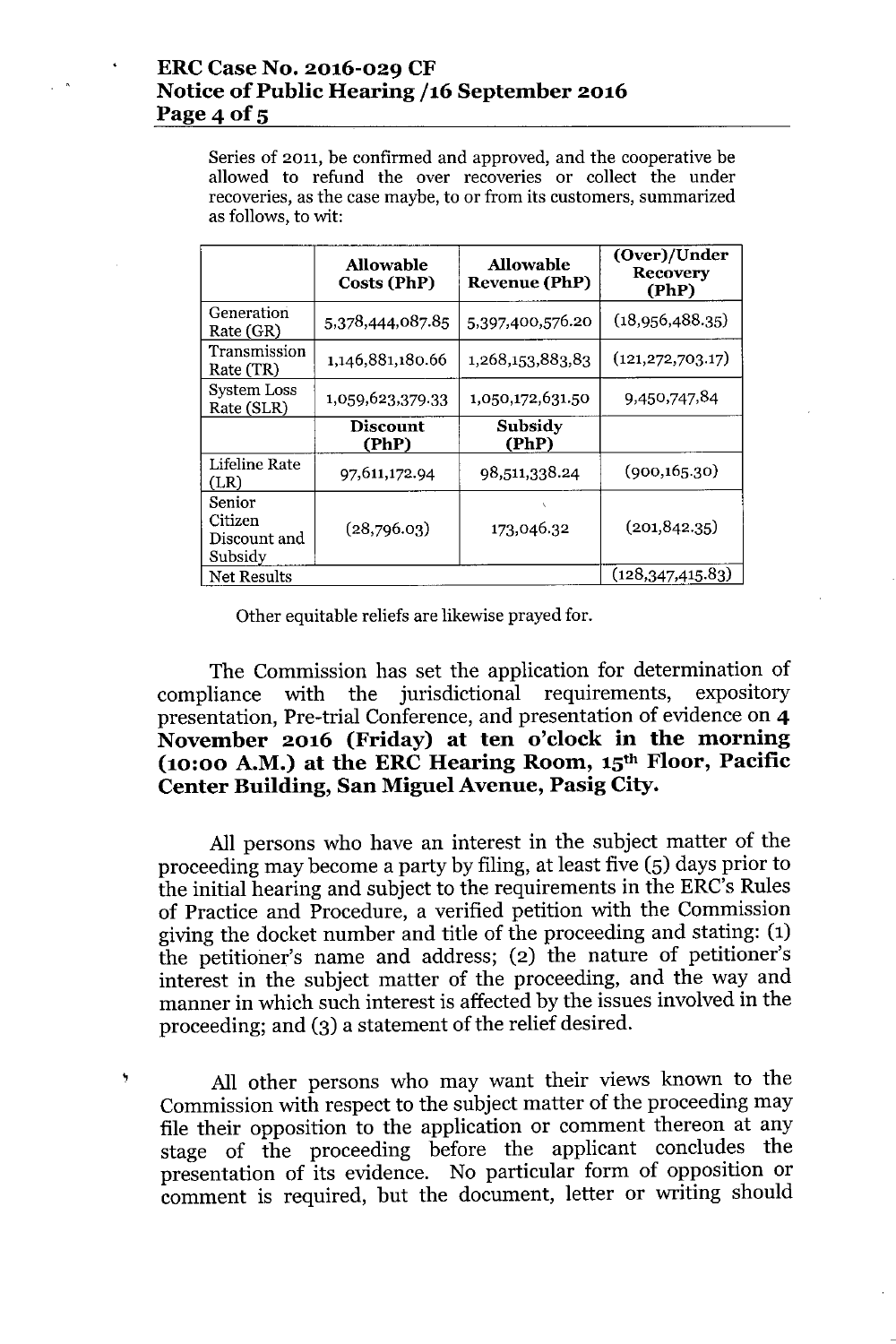Series of 2011, be confirmed and approved, and the cooperative be allowed to refund the over recoveries or collect the under recoveries, as the case maybe, to or from its customers, summarized as follows, to wit:

| | **Allowable Costs (PhP)** | **Allowable Revenue (PhP)** | **(Over)/Under Recovery (PhP)** |
|---|---|---|---|
| Generation Rate (GR) | 5,378,444,087.85 | 5,397,400,576.20 | (18,956,488.35) |
| Transmission Rate (TR) | 1,146,881,180.66 | 1,268,153,883,83 | (121,272,703.17) |
| System Loss Rate (SLR) | 1,059,623,379.33 | 1,050,172,631.50 | 9,450,747,84 |
| | **Discount (PhP)** | **Subsidy (PhP)** | |
| Lifeline Rate (LR) | 97,611,172.94 | 98,511,338.24 | (900,165.30) |
| Senior Citizen Discount and Subsidy | (28,796.03) | 173,046.32 | (201,842.35) |
| Net Results | | | (128,347,415.83) |

Other equitable reliefs are likewise prayed for.

The Commission has set the application for determination of compliance with the jurisdictional requirements, expository presentation, Pre-trial Conference, and presentation of evidence on **4 November 2016 (Friday) at ten o'clock in the morning (10:00 A.M.) at the ERC Hearing Room, 15th Floor, Pacific Center Building, San Miguel Avenue, Pasig City.**

All persons who have an interest in the subject matter of the proceeding may become a party by filing, at least five (5) days prior to the initial hearing and subject to the requirements in the ERC's Rules of Practice and Procedure, a verified petition with the Commission giving the docket number and title of the proceeding and stating: (1) the petitioner's name and address; (2) the nature of petitioner's interest in the subject matter of the proceeding, and the way and manner in which such interest is affected by the issues involved in the proceeding; and (3) a statement of the relief desired.

All other persons who may want their views known to the Commission with respect to the subject matter of the proceeding may file their opposition to the application or comment thereon at any stage of the proceeding before the applicant concludes the presentation of its evidence. No particular form of opposition or comment is required, but the document, letter or writing should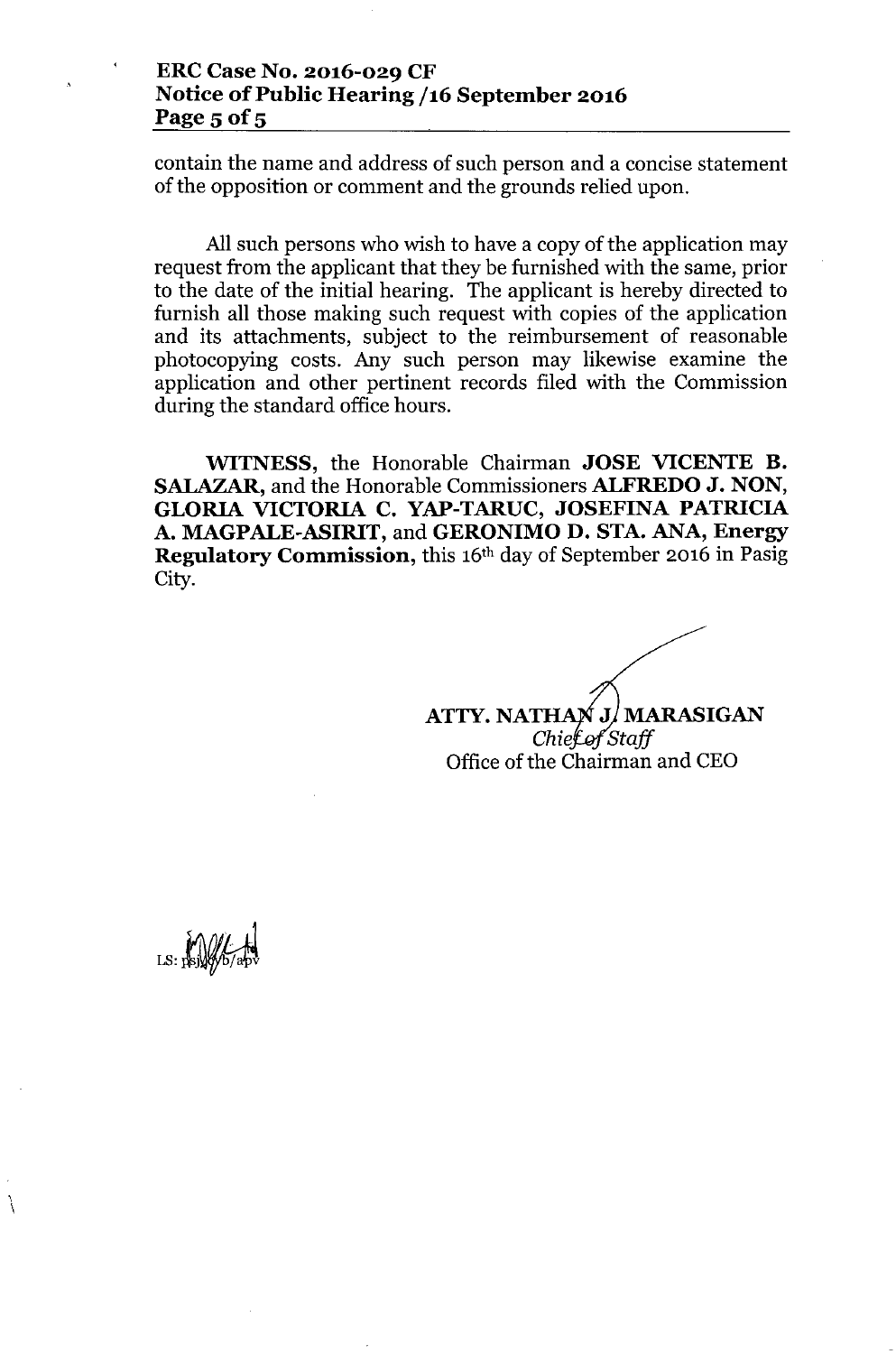contain the name and address of such person and a concise statement of the opposition or comment and the grounds relied upon.

All such persons who wish to have a copy of the application may request from the applicant that they be furnished with the same, prior to the date of the initial hearing. The applicant is hereby directed to furnish all those making such request with copies of the application and its attachments, subject to the reimbursement of reasonable photocopying costs. Any such person may likewise examine the application and other pertinent records filed with the Commission during the standard office hours.

**WITNESS,** the Honorable Chairman **JOSE VICENTE B. SALAZAR,** and the Honorable Commissioners **ALFREDO J. NON, GLORIA VICTORIA C. YAP-TARUC, JOSEFINA PATRICIA A. MAGPALE-ASIRIT,** and **GERONIMO D. STA. ANA, Energy Regulatory Commission,** this 16th day of September 2016 in Pasig City.

**ATTY. NATHAN J. MARASIGAN**
*Chief of Staff*
Office of the Chairman and CEO

LS: psj/gyb/apv